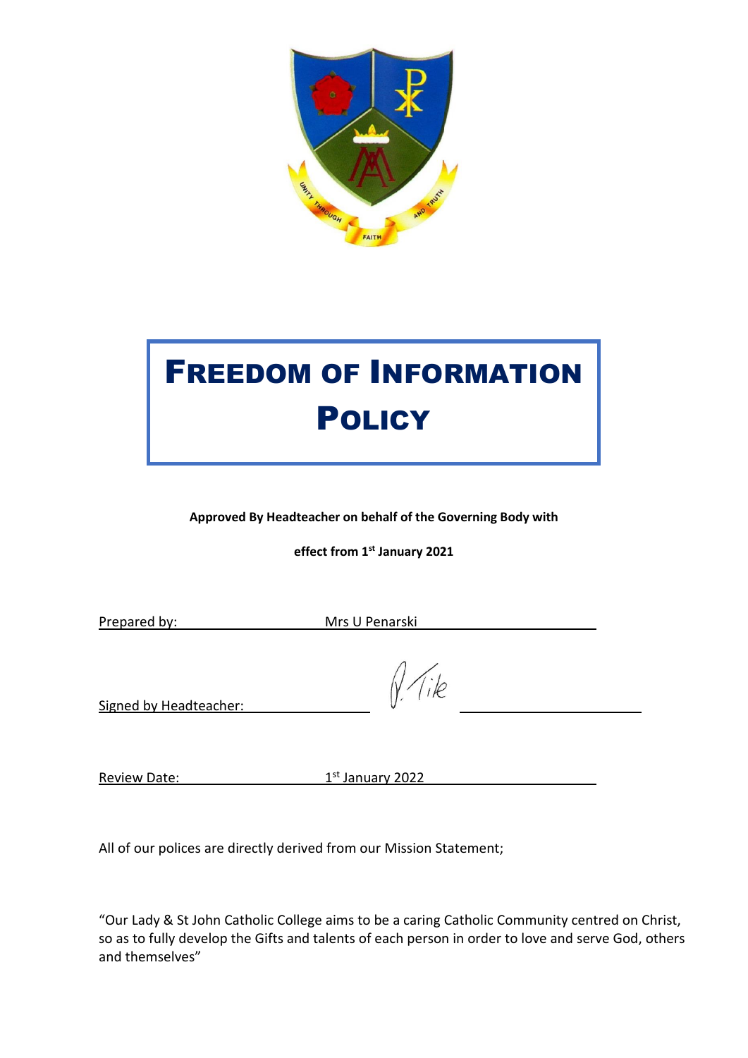# Freedom of Information Policy

**Approved By Headteacher on behalf of the Governing Body with effect from 1st January 2021**

Prepared by: Mrs U Penarski

Signed by Headteacher:

Review Date: 1st January 2022

All of our polices are directly derived from our Mission Statement;

"Our Lady & St John Catholic College aims to be a caring Catholic Community centred on Christ, so as to fully develop the Gifts and talents of each person in order to love and serve God, others and themselves"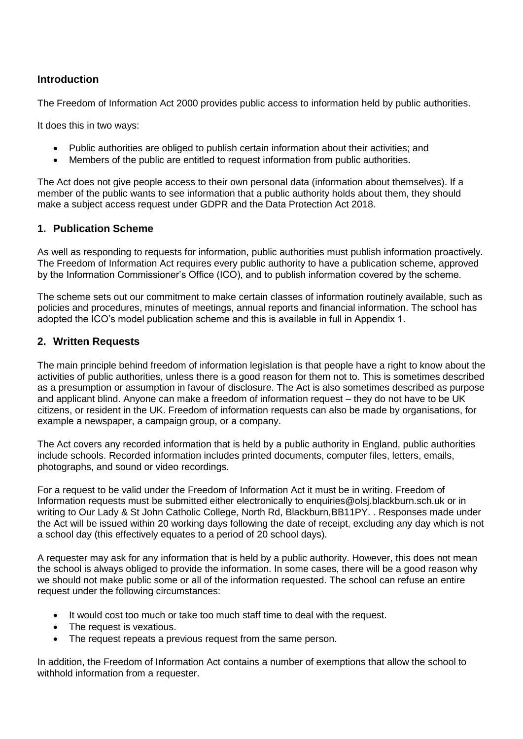## Introduction

The Freedom of Information Act 2000 provides public access to information held by public authorities.

It does this in two ways:

- Public authorities are obliged to publish certain information about their activities; and
- Members of the public are entitled to request information from public authorities.

The Act does not give people access to their own personal data (information about themselves). If a member of the public wants to see information that a public authority holds about them, they should make a subject access request under GDPR and the Data Protection Act 2018.

## 1. Publication Scheme

As well as responding to requests for information, public authorities must publish information proactively. The Freedom of Information Act requires every public authority to have a publication scheme, approved by the Information Commissioner's Office (ICO), and to publish information covered by the scheme.

The scheme sets out our commitment to make certain classes of information routinely available, such as policies and procedures, minutes of meetings, annual reports and financial information. The school has adopted the ICO's model publication scheme and this is available in full in Appendix 1.

## 2. Written Requests

The main principle behind freedom of information legislation is that people have a right to know about the activities of public authorities, unless there is a good reason for them not to. This is sometimes described as a presumption or assumption in favour of disclosure. The Act is also sometimes described as purpose and applicant blind. Anyone can make a freedom of information request – they do not have to be UK citizens, or resident in the UK. Freedom of information requests can also be made by organisations, for example a newspaper, a campaign group, or a company.

The Act covers any recorded information that is held by a public authority in England, public authorities include schools. Recorded information includes printed documents, computer files, letters, emails, photographs, and sound or video recordings.

For a request to be valid under the Freedom of Information Act it must be in writing. Freedom of Information requests must be submitted either electronically to enquiries@olsj.blackburn.sch.uk or in writing to Our Lady & St John Catholic College, North Rd, Blackburn,BB11PY. . Responses made under the Act will be issued within 20 working days following the date of receipt, excluding any day which is not a school day (this effectively equates to a period of 20 school days).

A requester may ask for any information that is held by a public authority. However, this does not mean the school is always obliged to provide the information. In some cases, there will be a good reason why we should not make public some or all of the information requested. The school can refuse an entire request under the following circumstances:

- It would cost too much or take too much staff time to deal with the request.
- The request is vexatious.
- The request repeats a previous request from the same person.

In addition, the Freedom of Information Act contains a number of exemptions that allow the school to withhold information from a requester.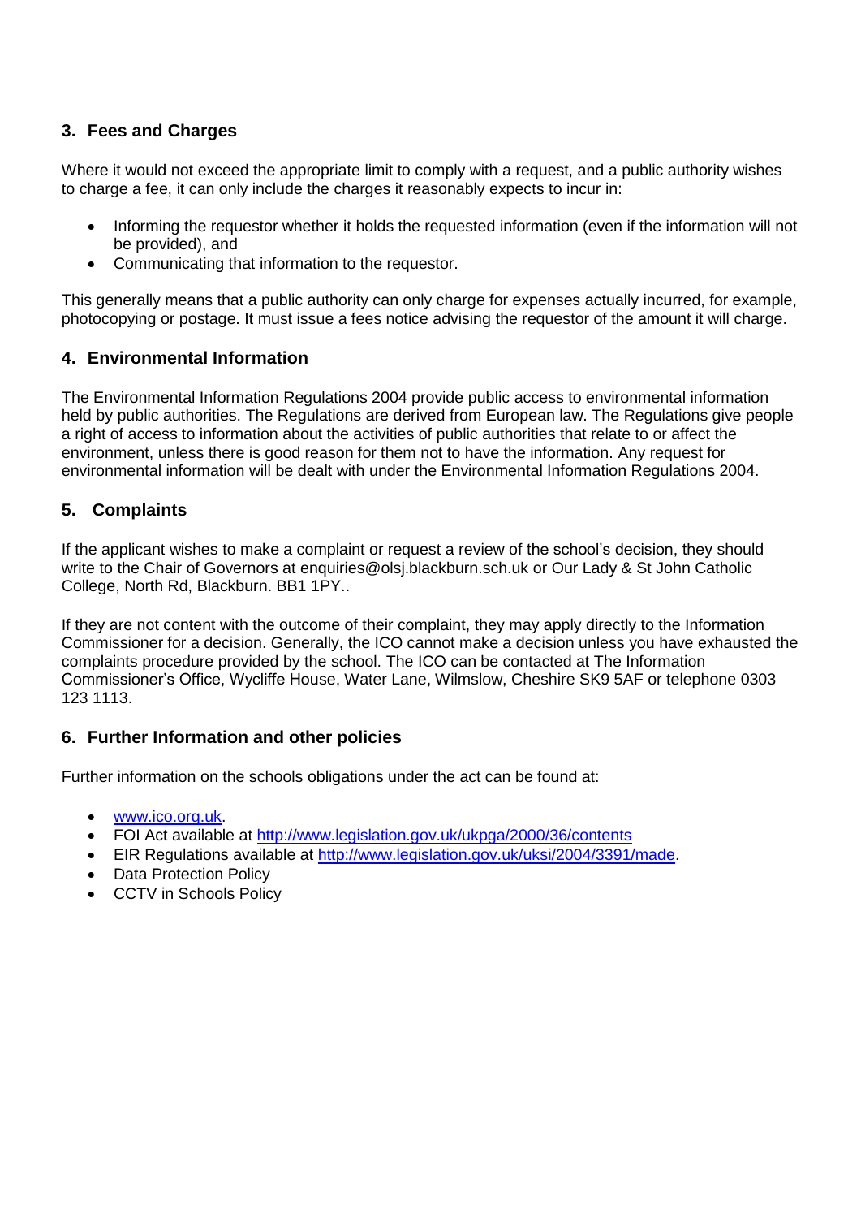## 3. Fees and Charges

Where it would not exceed the appropriate limit to comply with a request, and a public authority wishes to charge a fee, it can only include the charges it reasonably expects to incur in:

- Informing the requestor whether it holds the requested information (even if the information will not be provided), and
- Communicating that information to the requestor.

This generally means that a public authority can only charge for expenses actually incurred, for example, photocopying or postage. It must issue a fees notice advising the requestor of the amount it will charge.

## 4. Environmental Information

The Environmental Information Regulations 2004 provide public access to environmental information held by public authorities. The Regulations are derived from European law. The Regulations give people a right of access to information about the activities of public authorities that relate to or affect the environment, unless there is good reason for them not to have the information. Any request for environmental information will be dealt with under the Environmental Information Regulations 2004.

## 5. Complaints

If the applicant wishes to make a complaint or request a review of the school's decision, they should write to the Chair of Governors at enquiries@olsj.blackburn.sch.uk or Our Lady & St John Catholic College, North Rd, Blackburn. BB1 1PY..

If they are not content with the outcome of their complaint, they may apply directly to the Information Commissioner for a decision. Generally, the ICO cannot make a decision unless you have exhausted the complaints procedure provided by the school. The ICO can be contacted at The Information Commissioner's Office, Wycliffe House, Water Lane, Wilmslow, Cheshire SK9 5AF or telephone 0303 123 1113.

## 6. Further Information and other policies

Further information on the schools obligations under the act can be found at:

- www.ico.org.uk.
- FOI Act available at http://www.legislation.gov.uk/ukpga/2000/36/contents
- EIR Regulations available at http://www.legislation.gov.uk/uksi/2004/3391/made.
- Data Protection Policy
- CCTV in Schools Policy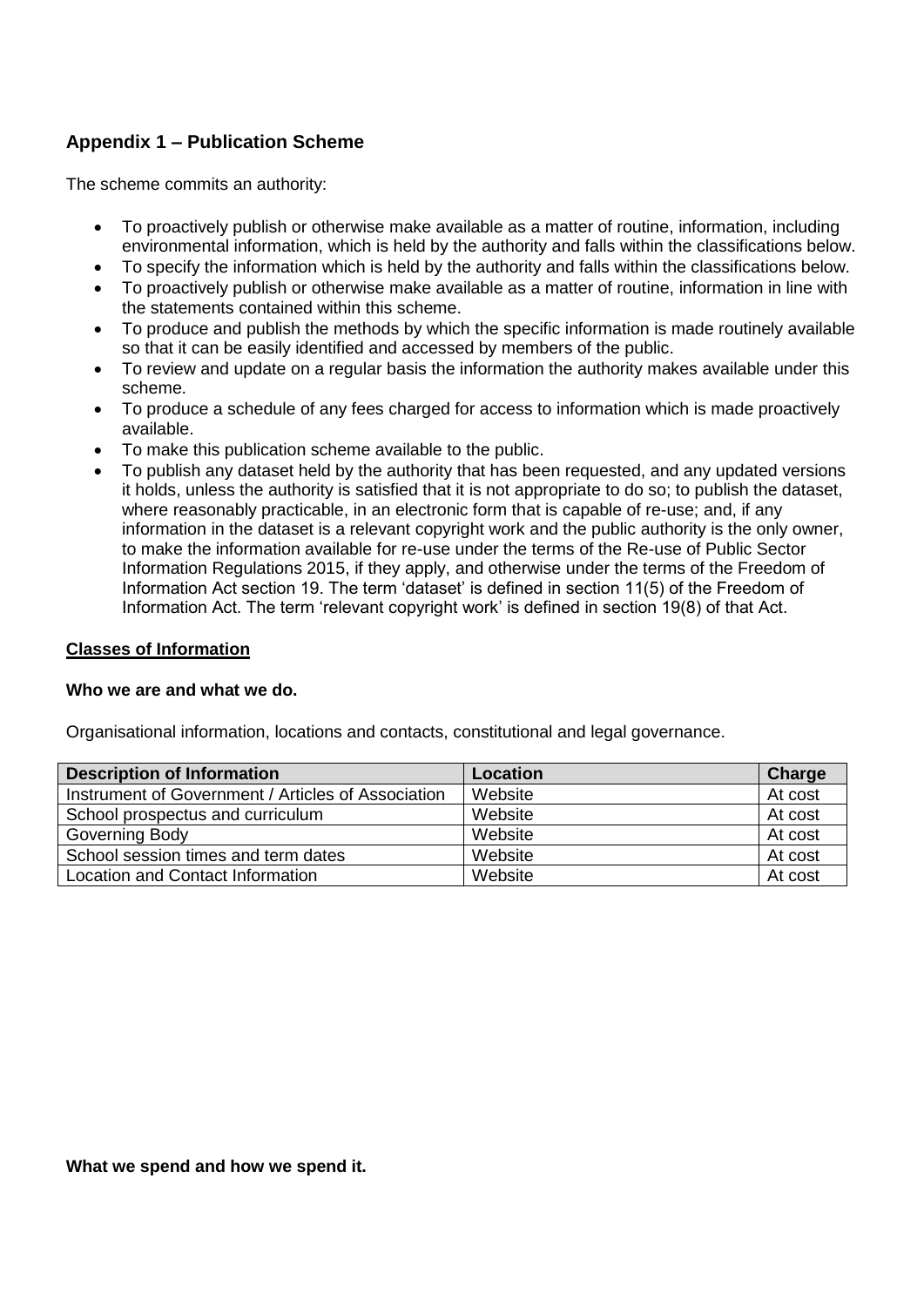## Appendix 1 – Publication Scheme

The scheme commits an authority:

- To proactively publish or otherwise make available as a matter of routine, information, including environmental information, which is held by the authority and falls within the classifications below.
- To specify the information which is held by the authority and falls within the classifications below.
- To proactively publish or otherwise make available as a matter of routine, information in line with the statements contained within this scheme.
- To produce and publish the methods by which the specific information is made routinely available so that it can be easily identified and accessed by members of the public.
- To review and update on a regular basis the information the authority makes available under this scheme.
- To produce a schedule of any fees charged for access to information which is made proactively available.
- To make this publication scheme available to the public.
- To publish any dataset held by the authority that has been requested, and any updated versions it holds, unless the authority is satisfied that it is not appropriate to do so; to publish the dataset, where reasonably practicable, in an electronic form that is capable of re-use; and, if any information in the dataset is a relevant copyright work and the public authority is the only owner, to make the information available for re-use under the terms of the Re-use of Public Sector Information Regulations 2015, if they apply, and otherwise under the terms of the Freedom of Information Act section 19. The term 'dataset' is defined in section 11(5) of the Freedom of Information Act. The term 'relevant copyright work' is defined in section 19(8) of that Act.

**Classes of Information**

**Who we are and what we do.**

Organisational information, locations and contacts, constitutional and legal governance.

| Description of Information | Location | Charge |
|---|---|---|
| Instrument of Government / Articles of Association | Website | At cost |
| School prospectus and curriculum | Website | At cost |
| Governing Body | Website | At cost |
| School session times and term dates | Website | At cost |
| Location and Contact Information | Website | At cost |

**What we spend and how we spend it.**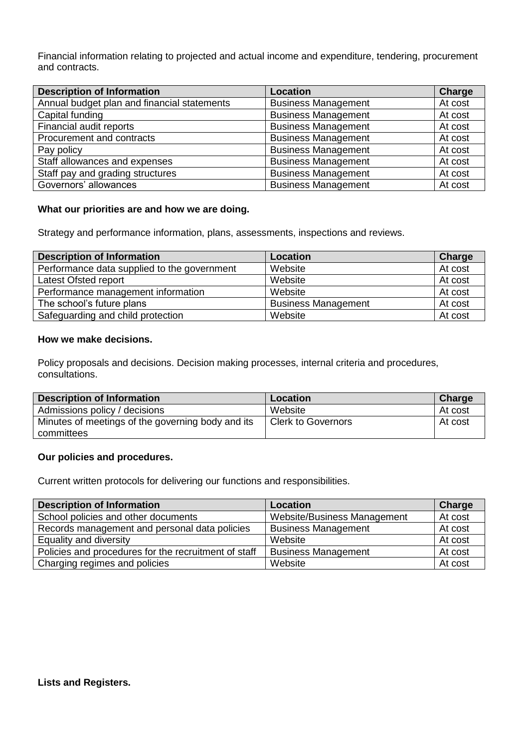Financial information relating to projected and actual income and expenditure, tendering, procurement and contracts.

| Description of Information | Location | Charge |
|---|---|---|
| Annual budget plan and financial statements | Business Management | At cost |
| Capital funding | Business Management | At cost |
| Financial audit reports | Business Management | At cost |
| Procurement and contracts | Business Management | At cost |
| Pay policy | Business Management | At cost |
| Staff allowances and expenses | Business Management | At cost |
| Staff pay and grading structures | Business Management | At cost |
| Governors' allowances | Business Management | At cost |

**What our priorities are and how we are doing.**

Strategy and performance information, plans, assessments, inspections and reviews.

| Description of Information | Location | Charge |
|---|---|---|
| Performance data supplied to the government | Website | At cost |
| Latest Ofsted report | Website | At cost |
| Performance management information | Website | At cost |
| The school's future plans | Business Management | At cost |
| Safeguarding and child protection | Website | At cost |

**How we make decisions.**

Policy proposals and decisions. Decision making processes, internal criteria and procedures, consultations.

| Description of Information | Location | Charge |
|---|---|---|
| Admissions policy / decisions | Website | At cost |
| Minutes of meetings of the governing body and its committees | Clerk to Governors | At cost |

**Our policies and procedures.**

Current written protocols for delivering our functions and responsibilities.

| Description of Information | Location | Charge |
|---|---|---|
| School policies and other documents | Website/Business Management | At cost |
| Records management and personal data policies | Business Management | At cost |
| Equality and diversity | Website | At cost |
| Policies and procedures for the recruitment of staff | Business Management | At cost |
| Charging regimes and policies | Website | At cost |

**Lists and Registers.**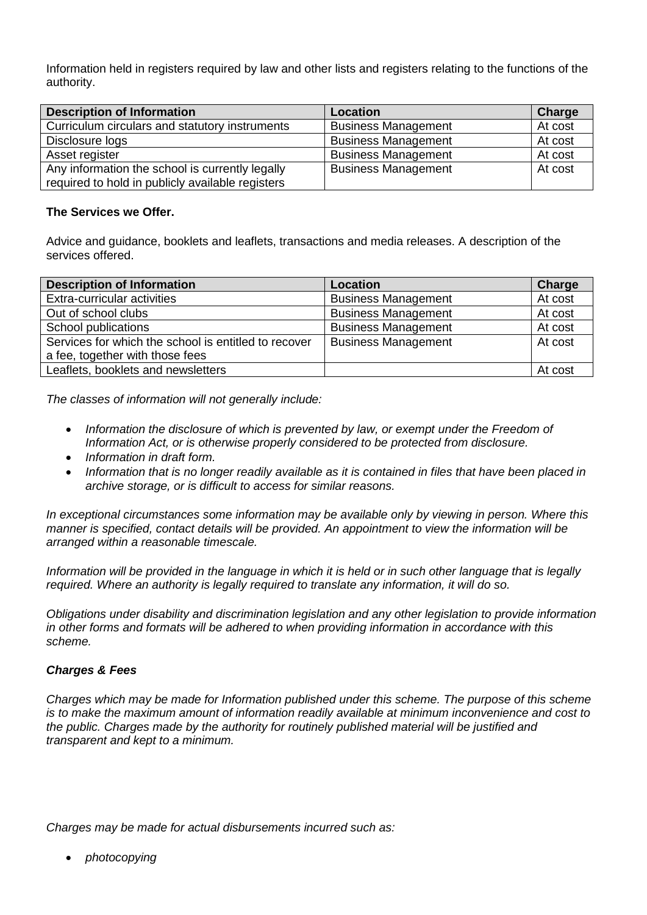Information held in registers required by law and other lists and registers relating to the functions of the authority.

| Description of Information | Location | Charge |
|---|---|---|
| Curriculum circulars and statutory instruments | Business Management | At cost |
| Disclosure logs | Business Management | At cost |
| Asset register | Business Management | At cost |
| Any information the school is currently legally required to hold in publicly available registers | Business Management | At cost |

**The Services we Offer.**

Advice and guidance, booklets and leaflets, transactions and media releases. A description of the services offered.

| Description of Information | Location | Charge |
|---|---|---|
| Extra-curricular activities | Business Management | At cost |
| Out of school clubs | Business Management | At cost |
| School publications | Business Management | At cost |
| Services for which the school is entitled to recover a fee, together with those fees | Business Management | At cost |
| Leaflets, booklets and newsletters | | At cost |

*The classes of information will not generally include:*

- *Information the disclosure of which is prevented by law, or exempt under the Freedom of Information Act, or is otherwise properly considered to be protected from disclosure.*
- *Information in draft form.*
- *Information that is no longer readily available as it is contained in files that have been placed in archive storage, or is difficult to access for similar reasons.*

*In exceptional circumstances some information may be available only by viewing in person. Where this manner is specified, contact details will be provided. An appointment to view the information will be arranged within a reasonable timescale.*

*Information will be provided in the language in which it is held or in such other language that is legally required. Where an authority is legally required to translate any information, it will do so.*

*Obligations under disability and discrimination legislation and any other legislation to provide information in other forms and formats will be adhered to when providing information in accordance with this scheme.*

***Charges & Fees***

*Charges which may be made for Information published under this scheme. The purpose of this scheme is to make the maximum amount of information readily available at minimum inconvenience and cost to the public. Charges made by the authority for routinely published material will be justified and transparent and kept to a minimum.*

*Charges may be made for actual disbursements incurred such as:*

- *photocopying*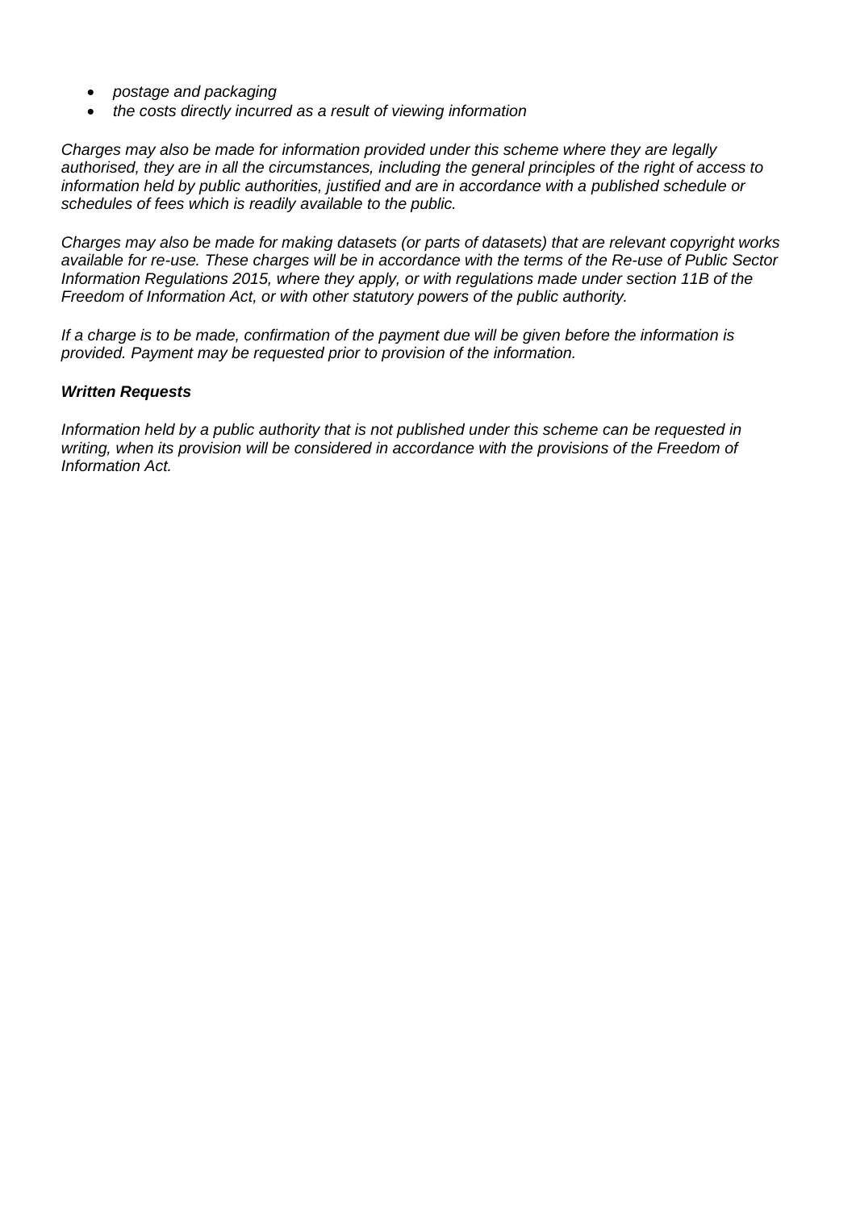- *postage and packaging*
- *the costs directly incurred as a result of viewing information*

*Charges may also be made for information provided under this scheme where they are legally authorised, they are in all the circumstances, including the general principles of the right of access to information held by public authorities, justified and are in accordance with a published schedule or schedules of fees which is readily available to the public.*

*Charges may also be made for making datasets (or parts of datasets) that are relevant copyright works available for re-use. These charges will be in accordance with the terms of the Re-use of Public Sector Information Regulations 2015, where they apply, or with regulations made under section 11B of the Freedom of Information Act, or with other statutory powers of the public authority.*

*If a charge is to be made, confirmation of the payment due will be given before the information is provided. Payment may be requested prior to provision of the information.*

***Written Requests***

*Information held by a public authority that is not published under this scheme can be requested in writing, when its provision will be considered in accordance with the provisions of the Freedom of Information Act.*